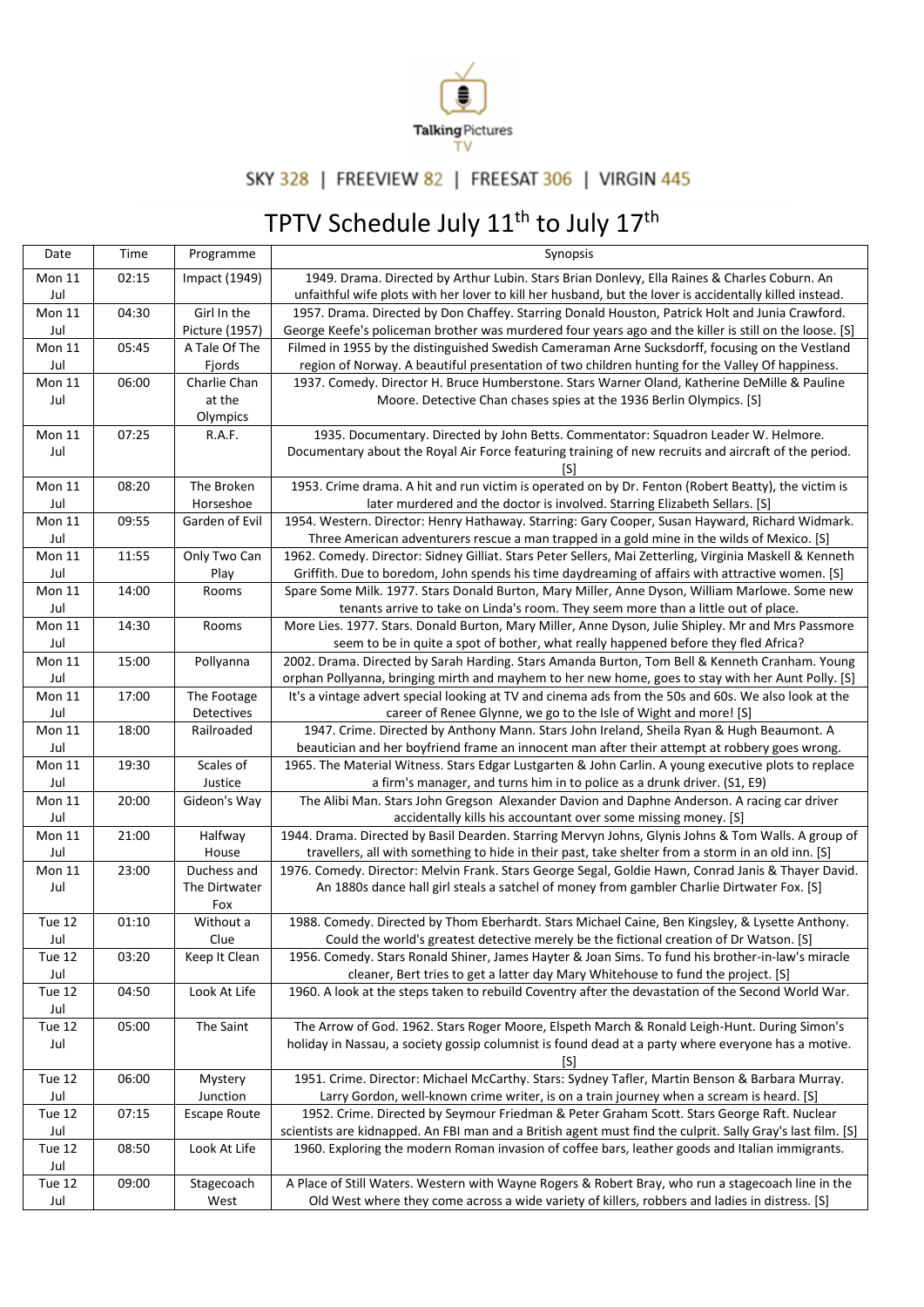Talking Pictures TV

SKY 328 | FREEVIEW 82 | FREESAT 306 | VIRGIN 445

# TPTV Schedule July 11th to July 17th

| Date | Time | Programme | Synopsis |
|---|---|---|---|
| Mon 11 Jul | 02:15 | Impact (1949) | 1949. Drama. Directed by Arthur Lubin. Stars Brian Donlevy, Ella Raines & Charles Coburn. An unfaithful wife plots with her lover to kill her husband, but the lover is accidentally killed instead. |
| Mon 11 Jul | 04:30 | Girl In the Picture (1957) | 1957. Drama. Directed by Don Chaffey. Starring Donald Houston, Patrick Holt and Junia Crawford. George Keefe's policeman brother was murdered four years ago and the killer is still on the loose. [S] |
| Mon 11 Jul | 05:45 | A Tale Of The Fjords | Filmed in 1955 by the distinguished Swedish Cameraman Arne Sucksdorff, focusing on the Vestland region of Norway. A beautiful presentation of two children hunting for the Valley Of happiness. |
| Mon 11 Jul | 06:00 | Charlie Chan at the Olympics | 1937. Comedy. Director H. Bruce Humberstone. Stars Warner Oland, Katherine DeMille & Pauline Moore. Detective Chan chases spies at the 1936 Berlin Olympics. [S] |
| Mon 11 Jul | 07:25 | R.A.F. | 1935. Documentary. Directed by John Betts. Commentator: Squadron Leader W. Helmore. Documentary about the Royal Air Force featuring training of new recruits and aircraft of the period. [S] |
| Mon 11 Jul | 08:20 | The Broken Horseshoe | 1953. Crime drama. A hit and run victim is operated on by Dr. Fenton (Robert Beatty), the victim is later murdered and the doctor is involved. Starring Elizabeth Sellars. [S] |
| Mon 11 Jul | 09:55 | Garden of Evil | 1954. Western. Director: Henry Hathaway. Starring: Gary Cooper, Susan Hayward, Richard Widmark. Three American adventurers rescue a man trapped in a gold mine in the wilds of Mexico. [S] |
| Mon 11 Jul | 11:55 | Only Two Can Play | 1962. Comedy. Director: Sidney Gilliat. Stars Peter Sellers, Mai Zetterling, Virginia Maskell & Kenneth Griffith. Due to boredom, John spends his time daydreaming of affairs with attractive women. [S] |
| Mon 11 Jul | 14:00 | Rooms | Spare Some Milk. 1977. Stars Donald Burton, Mary Miller, Anne Dyson, William Marlowe. Some new tenants arrive to take on Linda's room. They seem more than a little out of place. |
| Mon 11 Jul | 14:30 | Rooms | More Lies. 1977. Stars. Donald Burton, Mary Miller, Anne Dyson, Julie Shipley. Mr and Mrs Passmore seem to be in quite a spot of bother, what really happened before they fled Africa? |
| Mon 11 Jul | 15:00 | Pollyanna | 2002. Drama. Directed by Sarah Harding. Stars Amanda Burton, Tom Bell & Kenneth Cranham. Young orphan Pollyanna, bringing mirth and mayhem to her new home, goes to stay with her Aunt Polly. [S] |
| Mon 11 Jul | 17:00 | The Footage Detectives | It's a vintage advert special looking at TV and cinema ads from the 50s and 60s. We also look at the career of Renee Glynne, we go to the Isle of Wight and more! [S] |
| Mon 11 Jul | 18:00 | Railroaded | 1947. Crime. Directed by Anthony Mann. Stars John Ireland, Sheila Ryan & Hugh Beaumont. A beautician and her boyfriend frame an innocent man after their attempt at robbery goes wrong. |
| Mon 11 Jul | 19:30 | Scales of Justice | 1965. The Material Witness. Stars Edgar Lustgarten & John Carlin. A young executive plots to replace a firm's manager, and turns him in to police as a drunk driver. (S1, E9) |
| Mon 11 Jul | 20:00 | Gideon's Way | The Alibi Man. Stars John Gregson Alexander Davion and Daphne Anderson. A racing car driver accidentally kills his accountant over some missing money. [S] |
| Mon 11 Jul | 21:00 | Halfway House | 1944. Drama. Directed by Basil Dearden. Starring Mervyn Johns, Glynis Johns & Tom Walls. A group of travellers, all with something to hide in their past, take shelter from a storm in an old inn. [S] |
| Mon 11 Jul | 23:00 | Duchess and The Dirtwater Fox | 1976. Comedy. Director: Melvin Frank. Stars George Segal, Goldie Hawn, Conrad Janis & Thayer David. An 1880s dance hall girl steals a satchel of money from gambler Charlie Dirtwater Fox. [S] |
| Tue 12 Jul | 01:10 | Without a Clue | 1988. Comedy. Directed by Thom Eberhardt. Stars Michael Caine, Ben Kingsley, & Lysette Anthony. Could the world's greatest detective merely be the fictional creation of Dr Watson. [S] |
| Tue 12 Jul | 03:20 | Keep It Clean | 1956. Comedy. Stars Ronald Shiner, James Hayter & Joan Sims. To fund his brother-in-law's miracle cleaner, Bert tries to get a latter day Mary Whitehouse to fund the project. [S] |
| Tue 12 Jul | 04:50 | Look At Life | 1960. A look at the steps taken to rebuild Coventry after the devastation of the Second World War. |
| Tue 12 Jul | 05:00 | The Saint | The Arrow of God. 1962. Stars Roger Moore, Elspeth March & Ronald Leigh-Hunt. During Simon's holiday in Nassau, a society gossip columnist is found dead at a party where everyone has a motive. [S] |
| Tue 12 Jul | 06:00 | Mystery Junction | 1951. Crime. Director: Michael McCarthy. Stars: Sydney Tafler, Martin Benson & Barbara Murray. Larry Gordon, well-known crime writer, is on a train journey when a scream is heard. [S] |
| Tue 12 Jul | 07:15 | Escape Route | 1952. Crime. Directed by Seymour Friedman & Peter Graham Scott. Stars George Raft. Nuclear scientists are kidnapped. An FBI man and a British agent must find the culprit. Sally Gray's last film. [S] |
| Tue 12 Jul | 08:50 | Look At Life | 1960. Exploring the modern Roman invasion of coffee bars, leather goods and Italian immigrants. |
| Tue 12 Jul | 09:00 | Stagecoach West | A Place of Still Waters. Western with Wayne Rogers & Robert Bray, who run a stagecoach line in the Old West where they come across a wide variety of killers, robbers and ladies in distress. [S] |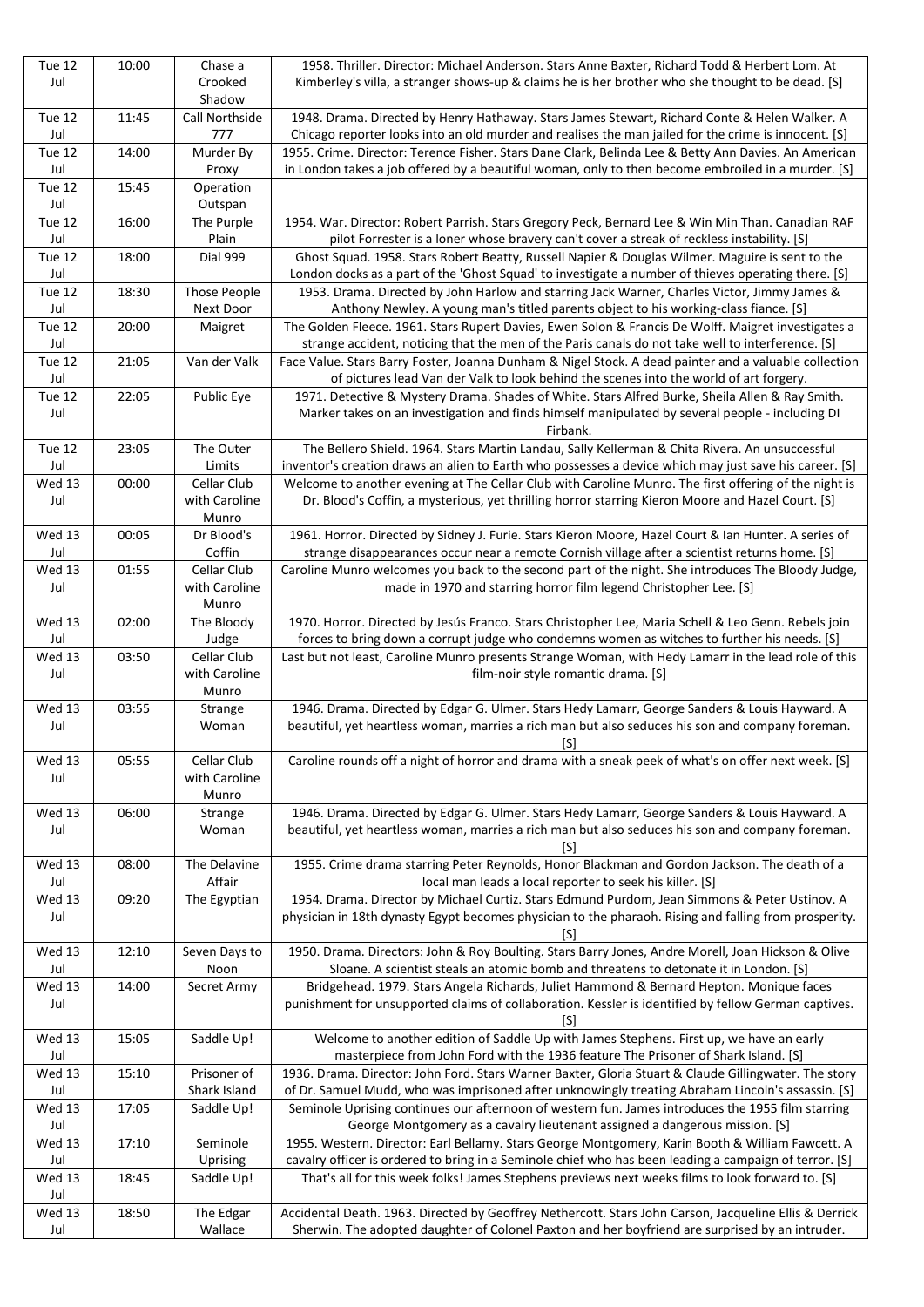| Tue 12 Jul | 10:00 | Chase a Crooked Shadow | 1958. Thriller. Director: Michael Anderson. Stars Anne Baxter, Richard Todd & Herbert Lom. At Kimberley's villa, a stranger shows-up & claims he is her brother who she thought to be dead. [S] |
|---|---|---|---|
| Tue 12 Jul | 11:45 | Call Northside 777 | 1948. Drama. Directed by Henry Hathaway. Stars James Stewart, Richard Conte & Helen Walker. A Chicago reporter looks into an old murder and realises the man jailed for the crime is innocent. [S] |
| Tue 12 Jul | 14:00 | Murder By Proxy | 1955. Crime. Director: Terence Fisher. Stars Dane Clark, Belinda Lee & Betty Ann Davies. An American in London takes a job offered by a beautiful woman, only to then become embroiled in a murder. [S] |
| Tue 12 Jul | 15:45 | Operation Outspan | |
| Tue 12 Jul | 16:00 | The Purple Plain | 1954. War. Director: Robert Parrish. Stars Gregory Peck, Bernard Lee & Win Min Than. Canadian RAF pilot Forrester is a loner whose bravery can't cover a streak of reckless instability. [S] |
| Tue 12 Jul | 18:00 | Dial 999 | Ghost Squad. 1958. Stars Robert Beatty, Russell Napier & Douglas Wilmer. Maguire is sent to the London docks as a part of the 'Ghost Squad' to investigate a number of thieves operating there. [S] |
| Tue 12 Jul | 18:30 | Those People Next Door | 1953. Drama. Directed by John Harlow and starring Jack Warner, Charles Victor, Jimmy James & Anthony Newley. A young man's titled parents object to his working-class fiance. [S] |
| Tue 12 Jul | 20:00 | Maigret | The Golden Fleece. 1961. Stars Rupert Davies, Ewen Solon & Francis De Wolff. Maigret investigates a strange accident, noticing that the men of the Paris canals do not take well to interference. [S] |
| Tue 12 Jul | 21:05 | Van der Valk | Face Value. Stars Barry Foster, Joanna Dunham & Nigel Stock. A dead painter and a valuable collection of pictures lead Van der Valk to look behind the scenes into the world of art forgery. |
| Tue 12 Jul | 22:05 | Public Eye | 1971. Detective & Mystery Drama. Shades of White. Stars Alfred Burke, Sheila Allen & Ray Smith. Marker takes on an investigation and finds himself manipulated by several people - including DI Firbank. |
| Tue 12 Jul | 23:05 | The Outer Limits | The Bellero Shield. 1964. Stars Martin Landau, Sally Kellerman & Chita Rivera. An unsuccessful inventor's creation draws an alien to Earth who possesses a device which may just save his career. [S] |
| Wed 13 Jul | 00:00 | Cellar Club with Caroline Munro | Welcome to another evening at The Cellar Club with Caroline Munro. The first offering of the night is Dr. Blood's Coffin, a mysterious, yet thrilling horror starring Kieron Moore and Hazel Court. [S] |
| Wed 13 Jul | 00:05 | Dr Blood's Coffin | 1961. Horror. Directed by Sidney J. Furie. Stars Kieron Moore, Hazel Court & Ian Hunter. A series of strange disappearances occur near a remote Cornish village after a scientist returns home. [S] |
| Wed 13 Jul | 01:55 | Cellar Club with Caroline Munro | Caroline Munro welcomes you back to the second part of the night. She introduces The Bloody Judge, made in 1970 and starring horror film legend Christopher Lee. [S] |
| Wed 13 Jul | 02:00 | The Bloody Judge | 1970. Horror. Directed by Jesús Franco. Stars Christopher Lee, Maria Schell & Leo Genn. Rebels join forces to bring down a corrupt judge who condemns women as witches to further his needs. [S] |
| Wed 13 Jul | 03:50 | Cellar Club with Caroline Munro | Last but not least, Caroline Munro presents Strange Woman, with Hedy Lamarr in the lead role of this film-noir style romantic drama. [S] |
| Wed 13 Jul | 03:55 | Strange Woman | 1946. Drama. Directed by Edgar G. Ulmer. Stars Hedy Lamarr, George Sanders & Louis Hayward. A beautiful, yet heartless woman, marries a rich man but also seduces his son and company foreman. [S] |
| Wed 13 Jul | 05:55 | Cellar Club with Caroline Munro | Caroline rounds off a night of horror and drama with a sneak peek of what's on offer next week. [S] |
| Wed 13 Jul | 06:00 | Strange Woman | 1946. Drama. Directed by Edgar G. Ulmer. Stars Hedy Lamarr, George Sanders & Louis Hayward. A beautiful, yet heartless woman, marries a rich man but also seduces his son and company foreman. [S] |
| Wed 13 Jul | 08:00 | The Delavine Affair | 1955. Crime drama starring Peter Reynolds, Honor Blackman and Gordon Jackson. The death of a local man leads a local reporter to seek his killer. [S] |
| Wed 13 Jul | 09:20 | The Egyptian | 1954. Drama. Director by Michael Curtiz. Stars Edmund Purdom, Jean Simmons & Peter Ustinov. A physician in 18th dynasty Egypt becomes physician to the pharaoh. Rising and falling from prosperity. [S] |
| Wed 13 Jul | 12:10 | Seven Days to Noon | 1950. Drama. Directors: John & Roy Boulting. Stars Barry Jones, Andre Morell, Joan Hickson & Olive Sloane. A scientist steals an atomic bomb and threatens to detonate it in London. [S] |
| Wed 13 Jul | 14:00 | Secret Army | Bridgehead. 1979. Stars Angela Richards, Juliet Hammond & Bernard Hepton. Monique faces punishment for unsupported claims of collaboration. Kessler is identified by fellow German captives. [S] |
| Wed 13 Jul | 15:05 | Saddle Up! | Welcome to another edition of Saddle Up with James Stephens. First up, we have an early masterpiece from John Ford with the 1936 feature The Prisoner of Shark Island. [S] |
| Wed 13 Jul | 15:10 | Prisoner of Shark Island | 1936. Drama. Director: John Ford. Stars Warner Baxter, Gloria Stuart & Claude Gillingwater. The story of Dr. Samuel Mudd, who was imprisoned after unknowingly treating Abraham Lincoln's assassin. [S] |
| Wed 13 Jul | 17:05 | Saddle Up! | Seminole Uprising continues our afternoon of western fun. James introduces the 1955 film starring George Montgomery as a cavalry lieutenant assigned a dangerous mission. [S] |
| Wed 13 Jul | 17:10 | Seminole Uprising | 1955. Western. Director: Earl Bellamy. Stars George Montgomery, Karin Booth & William Fawcett. A cavalry officer is ordered to bring in a Seminole chief who has been leading a campaign of terror. [S] |
| Wed 13 Jul | 18:45 | Saddle Up! | That's all for this week folks! James Stephens previews next weeks films to look forward to. [S] |
| Wed 13 Jul | 18:50 | The Edgar Wallace | Accidental Death. 1963. Directed by Geoffrey Nethercott. Stars John Carson, Jacqueline Ellis & Derrick Sherwin. The adopted daughter of Colonel Paxton and her boyfriend are surprised by an intruder. |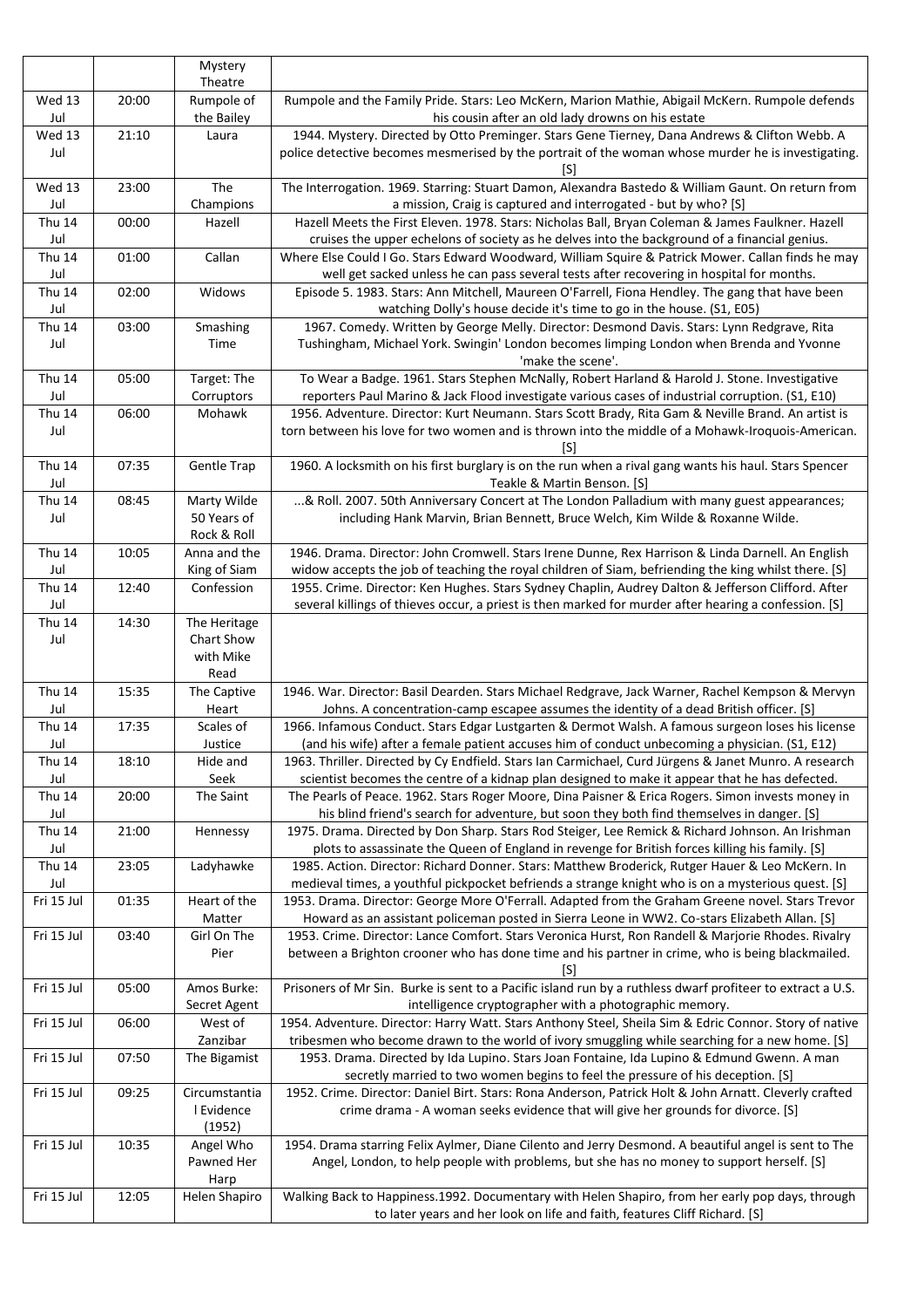|  |  | Mystery Theatre |  |
|---|---|---|---|
| Wed 13 Jul | 20:00 | Rumpole of the Bailey | Rumpole and the Family Pride. Stars: Leo McKern, Marion Mathie, Abigail McKern. Rumpole defends his cousin after an old lady drowns on his estate |
| Wed 13 Jul | 21:10 | Laura | 1944. Mystery. Directed by Otto Preminger. Stars Gene Tierney, Dana Andrews & Clifton Webb. A police detective becomes mesmerised by the portrait of the woman whose murder he is investigating. [S] |
| Wed 13 Jul | 23:00 | The Champions | The Interrogation. 1969. Starring: Stuart Damon, Alexandra Bastedo & William Gaunt. On return from a mission, Craig is captured and interrogated - but by who? [S] |
| Thu 14 Jul | 00:00 | Hazell | Hazell Meets the First Eleven. 1978. Stars: Nicholas Ball, Bryan Coleman & James Faulkner. Hazell cruises the upper echelons of society as he delves into the background of a financial genius. |
| Thu 14 Jul | 01:00 | Callan | Where Else Could I Go. Stars Edward Woodward, William Squire & Patrick Mower. Callan finds he may well get sacked unless he can pass several tests after recovering in hospital for months. |
| Thu 14 Jul | 02:00 | Widows | Episode 5. 1983. Stars: Ann Mitchell, Maureen O'Farrell, Fiona Hendley. The gang that have been watching Dolly's house decide it's time to go in the house. (S1, E05) |
| Thu 14 Jul | 03:00 | Smashing Time | 1967. Comedy. Written by George Melly. Director: Desmond Davis. Stars: Lynn Redgrave, Rita Tushingham, Michael York. Swingin' London becomes limping London when Brenda and Yvonne 'make the scene'. |
| Thu 14 Jul | 05:00 | Target: The Corruptors | To Wear a Badge. 1961. Stars Stephen McNally, Robert Harland & Harold J. Stone. Investigative reporters Paul Marino & Jack Flood investigate various cases of industrial corruption. (S1, E10) |
| Thu 14 Jul | 06:00 | Mohawk | 1956. Adventure. Director: Kurt Neumann. Stars Scott Brady, Rita Gam & Neville Brand. An artist is torn between his love for two women and is thrown into the middle of a Mohawk-Iroquois-American. [S] |
| Thu 14 Jul | 07:35 | Gentle Trap | 1960. A locksmith on his first burglary is on the run when a rival gang wants his haul. Stars Spencer Teakle & Martin Benson. [S] |
| Thu 14 Jul | 08:45 | Marty Wilde 50 Years of Rock & Roll | ...& Roll. 2007. 50th Anniversary Concert at The London Palladium with many guest appearances; including Hank Marvin, Brian Bennett, Bruce Welch, Kim Wilde & Roxanne Wilde. |
| Thu 14 Jul | 10:05 | Anna and the King of Siam | 1946. Drama. Director: John Cromwell. Stars Irene Dunne, Rex Harrison & Linda Darnell. An English widow accepts the job of teaching the royal children of Siam, befriending the king whilst there. [S] |
| Thu 14 Jul | 12:40 | Confession | 1955. Crime. Director: Ken Hughes. Stars Sydney Chaplin, Audrey Dalton & Jefferson Clifford. After several killings of thieves occur, a priest is then marked for murder after hearing a confession. [S] |
| Thu 14 Jul | 14:30 | The Heritage Chart Show with Mike Read |  |
| Thu 14 Jul | 15:35 | The Captive Heart | 1946. War. Director: Basil Dearden. Stars Michael Redgrave, Jack Warner, Rachel Kempson & Mervyn Johns. A concentration-camp escapee assumes the identity of a dead British officer. [S] |
| Thu 14 Jul | 17:35 | Scales of Justice | 1966. Infamous Conduct. Stars Edgar Lustgarten & Dermot Walsh. A famous surgeon loses his license (and his wife) after a female patient accuses him of conduct unbecoming a physician. (S1, E12) |
| Thu 14 Jul | 18:10 | Hide and Seek | 1963. Thriller. Directed by Cy Endfield. Stars Ian Carmichael, Curd Jürgens & Janet Munro. A research scientist becomes the centre of a kidnap plan designed to make it appear that he has defected. |
| Thu 14 Jul | 20:00 | The Saint | The Pearls of Peace. 1962. Stars Roger Moore, Dina Paisner & Erica Rogers. Simon invests money in his blind friend's search for adventure, but soon they both find themselves in danger. [S] |
| Thu 14 Jul | 21:00 | Hennessy | 1975. Drama. Directed by Don Sharp. Stars Rod Steiger, Lee Remick & Richard Johnson. An Irishman plots to assassinate the Queen of England in revenge for British forces killing his family. [S] |
| Thu 14 Jul | 23:05 | Ladyhawke | 1985. Action. Director: Richard Donner. Stars: Matthew Broderick, Rutger Hauer & Leo McKern. In medieval times, a youthful pickpocket befriends a strange knight who is on a mysterious quest. [S] |
| Fri 15 Jul | 01:35 | Heart of the Matter | 1953. Drama. Director: George More O'Ferrall. Adapted from the Graham Greene novel. Stars Trevor Howard as an assistant policeman posted in Sierra Leone in WW2. Co-stars Elizabeth Allan. [S] |
| Fri 15 Jul | 03:40 | Girl On The Pier | 1953. Crime. Director: Lance Comfort. Stars Veronica Hurst, Ron Randell & Marjorie Rhodes. Rivalry between a Brighton crooner who has done time and his partner in crime, who is being blackmailed. [S] |
| Fri 15 Jul | 05:00 | Amos Burke: Secret Agent | Prisoners of Mr Sin. Burke is sent to a Pacific island run by a ruthless dwarf profiteer to extract a U.S. intelligence cryptographer with a photographic memory. |
| Fri 15 Jul | 06:00 | West of Zanzibar | 1954. Adventure. Director: Harry Watt. Stars Anthony Steel, Sheila Sim & Edric Connor. Story of native tribesmen who become drawn to the world of ivory smuggling while searching for a new home. [S] |
| Fri 15 Jul | 07:50 | The Bigamist | 1953. Drama. Directed by Ida Lupino. Stars Joan Fontaine, Ida Lupino & Edmund Gwenn. A man secretly married to two women begins to feel the pressure of his deception. [S] |
| Fri 15 Jul | 09:25 | Circumstantial Evidence (1952) | 1952. Crime. Director: Daniel Birt. Stars: Rona Anderson, Patrick Holt & John Arnatt. Cleverly crafted crime drama - A woman seeks evidence that will give her grounds for divorce. [S] |
| Fri 15 Jul | 10:35 | Angel Who Pawned Her Harp | 1954. Drama starring Felix Aylmer, Diane Cilento and Jerry Desmond. A beautiful angel is sent to The Angel, London, to help people with problems, but she has no money to support herself. [S] |
| Fri 15 Jul | 12:05 | Helen Shapiro | Walking Back to Happiness.1992. Documentary with Helen Shapiro, from her early pop days, through to later years and her look on life and faith, features Cliff Richard. [S] |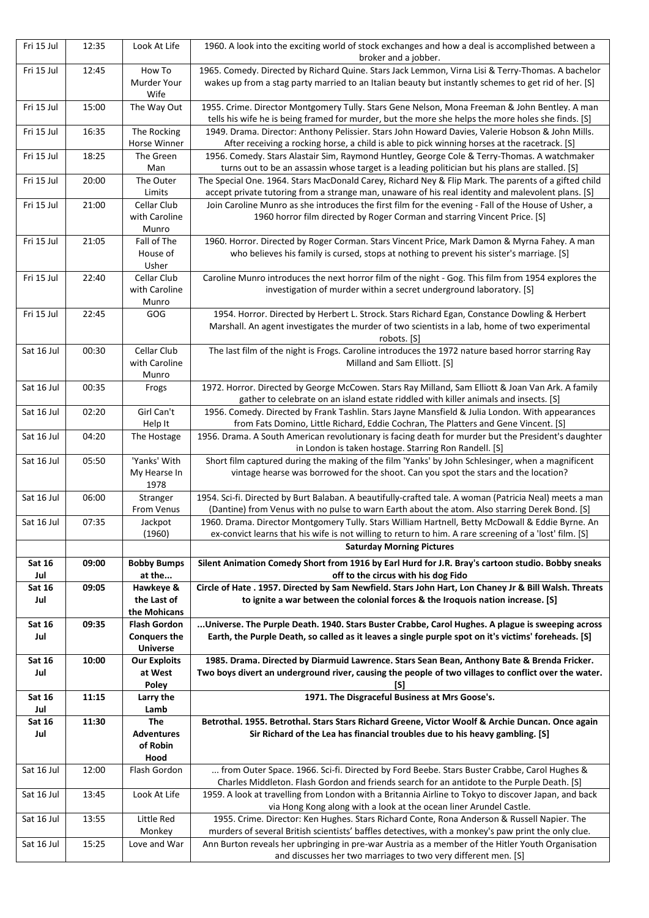| Fri 15 Jul | 12:35 | Look At Life | 1960. A look into the exciting world of stock exchanges and how a deal is accomplished between a broker and a jobber. |
|---|---|---|---|
| Fri 15 Jul | 12:45 | How To Murder Your Wife | 1965. Comedy. Directed by Richard Quine. Stars Jack Lemmon, Virna Lisi & Terry-Thomas. A bachelor wakes up from a stag party married to an Italian beauty but instantly schemes to get rid of her. [S] |
| Fri 15 Jul | 15:00 | The Way Out | 1955. Crime. Director Montgomery Tully. Stars Gene Nelson, Mona Freeman & John Bentley. A man tells his wife he is being framed for murder, but the more she helps the more holes she finds. [S] |
| Fri 15 Jul | 16:35 | The Rocking Horse Winner | 1949. Drama. Director: Anthony Pelissier. Stars John Howard Davies, Valerie Hobson & John Mills. After receiving a rocking horse, a child is able to pick winning horses at the racetrack. [S] |
| Fri 15 Jul | 18:25 | The Green Man | 1956. Comedy. Stars Alastair Sim, Raymond Huntley, George Cole & Terry-Thomas. A watchmaker turns out to be an assassin whose target is a leading politician but his plans are stalled. [S] |
| Fri 15 Jul | 20:00 | The Outer Limits | The Special One. 1964. Stars MacDonald Carey, Richard Ney & Flip Mark. The parents of a gifted child accept private tutoring from a strange man, unaware of his real identity and malevolent plans. [S] |
| Fri 15 Jul | 21:00 | Cellar Club with Caroline Munro | Join Caroline Munro as she introduces the first film for the evening - Fall of the House of Usher, a 1960 horror film directed by Roger Corman and starring Vincent Price. [S] |
| Fri 15 Jul | 21:05 | Fall of The House of Usher | 1960. Horror. Directed by Roger Corman. Stars Vincent Price, Mark Damon & Myrna Fahey. A man who believes his family is cursed, stops at nothing to prevent his sister's marriage. [S] |
| Fri 15 Jul | 22:40 | Cellar Club with Caroline Munro | Caroline Munro introduces the next horror film of the night - Gog. This film from 1954 explores the investigation of murder within a secret underground laboratory. [S] |
| Fri 15 Jul | 22:45 | GOG | 1954. Horror. Directed by Herbert L. Strock. Stars Richard Egan, Constance Dowling & Herbert Marshall. An agent investigates the murder of two scientists in a lab, home of two experimental robots. [S] |
| Sat 16 Jul | 00:30 | Cellar Club with Caroline Munro | The last film of the night is Frogs. Caroline introduces the 1972 nature based horror starring Ray Milland and Sam Elliott. [S] |
| Sat 16 Jul | 00:35 | Frogs | 1972. Horror. Directed by George McCowen. Stars Ray Milland, Sam Elliott & Joan Van Ark. A family gather to celebrate on an island estate riddled with killer animals and insects. [S] |
| Sat 16 Jul | 02:20 | Girl Can't Help It | 1956. Comedy. Directed by Frank Tashlin. Stars Jayne Mansfield & Julia London. With appearances from Fats Domino, Little Richard, Eddie Cochran, The Platters and Gene Vincent. [S] |
| Sat 16 Jul | 04:20 | The Hostage | 1956. Drama. A South American revolutionary is facing death for murder but the President's daughter in London is taken hostage. Starring Ron Randell. [S] |
| Sat 16 Jul | 05:50 | 'Yanks' With My Hearse In 1978 | Short film captured during the making of the film 'Yanks' by John Schlesinger, when a magnificent vintage hearse was borrowed for the shoot. Can you spot the stars and the location? |
| Sat 16 Jul | 06:00 | Stranger From Venus | 1954. Sci-fi. Directed by Burt Balaban. A beautifully-crafted tale. A woman (Patricia Neal) meets a man (Dantine) from Venus with no pulse to warn Earth about the atom. Also starring Derek Bond. [S] |
| Sat 16 Jul | 07:35 | Jackpot (1960) | 1960. Drama. Director Montgomery Tully. Stars William Hartnell, Betty McDowall & Eddie Byrne. An ex-convict learns that his wife is not willing to return to him. A rare screening of a 'lost' film. [S] |
| | | | **Saturday Morning Pictures** |
| **Sat 16 Jul** | **09:00** | **Bobby Bumps at the...** | **Silent Animation Comedy Short from 1916 by Earl Hurd for J.R. Bray's cartoon studio. Bobby sneaks off to the circus with his dog Fido** |
| **Sat 16 Jul** | **09:05** | **Hawkeye & the Last of the Mohicans** | **Circle of Hate . 1957. Directed by Sam Newfield. Stars John Hart, Lon Chaney Jr & Bill Walsh. Threats to ignite a war between the colonial forces & the Iroquois nation increase. [S]** |
| **Sat 16 Jul** | **09:35** | **Flash Gordon Conquers the Universe** | **...Universe. The Purple Death. 1940. Stars Buster Crabbe, Carol Hughes. A plague is sweeping across Earth, the Purple Death, so called as it leaves a single purple spot on it's victims' foreheads. [S]** |
| **Sat 16 Jul** | **10:00** | **Our Exploits at West Poley** | **1985. Drama. Directed by Diarmuid Lawrence. Stars Sean Bean, Anthony Bate & Brenda Fricker. Two boys divert an underground river, causing the people of two villages to conflict over the water. [S]** |
| **Sat 16 Jul** | **11:15** | **Larry the Lamb** | **1971. The Disgraceful Business at Mrs Goose's.** |
| **Sat 16 Jul** | **11:30** | **The Adventures of Robin Hood** | **Betrothal. 1955. Betrothal. Stars Stars Richard Greene, Victor Woolf & Archie Duncan. Once again Sir Richard of the Lea has financial troubles due to his heavy gambling. [S]** |
| Sat 16 Jul | 12:00 | Flash Gordon | ... from Outer Space. 1966. Sci-fi. Directed by Ford Beebe. Stars Buster Crabbe, Carol Hughes & Charles Middleton. Flash Gordon and friends search for an antidote to the Purple Death. [S] |
| Sat 16 Jul | 13:45 | Look At Life | 1959. A look at travelling from London with a Britannia Airline to Tokyo to discover Japan, and back via Hong Kong along with a look at the ocean liner Arundel Castle. |
| Sat 16 Jul | 13:55 | Little Red Monkey | 1955. Crime. Director: Ken Hughes. Stars Richard Conte, Rona Anderson & Russell Napier. The murders of several British scientists' baffles detectives, with a monkey's paw print the only clue. |
| Sat 16 Jul | 15:25 | Love and War | Ann Burton reveals her upbringing in pre-war Austria as a member of the Hitler Youth Organisation and discusses her two marriages to two very different men. [S] |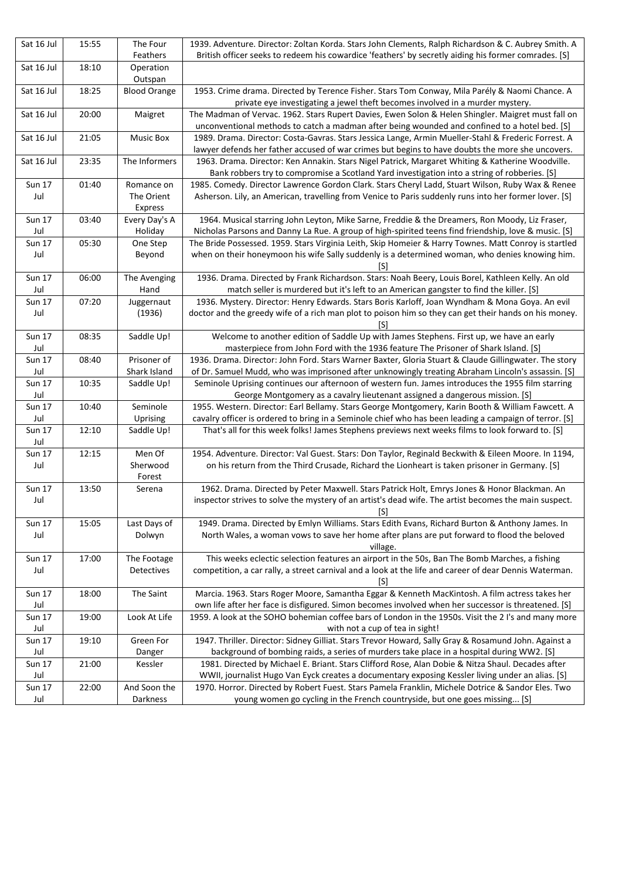| | | | |
|---|---|---|---|
| Sat 16 Jul | 15:55 | The Four Feathers | 1939. Adventure. Director: Zoltan Korda. Stars John Clements, Ralph Richardson & C. Aubrey Smith. A British officer seeks to redeem his cowardice 'feathers' by secretly aiding his former comrades. [S] |
| Sat 16 Jul | 18:10 | Operation Outspan | |
| Sat 16 Jul | 18:25 | Blood Orange | 1953. Crime drama. Directed by Terence Fisher. Stars Tom Conway, Mila Parély & Naomi Chance. A private eye investigating a jewel theft becomes involved in a murder mystery. |
| Sat 16 Jul | 20:00 | Maigret | The Madman of Vervac. 1962. Stars Rupert Davies, Ewen Solon & Helen Shingler. Maigret must fall on unconventional methods to catch a madman after being wounded and confined to a hotel bed. [S] |
| Sat 16 Jul | 21:05 | Music Box | 1989. Drama. Director: Costa-Gavras. Stars Jessica Lange, Armin Mueller-Stahl & Frederic Forrest. A lawyer defends her father accused of war crimes but begins to have doubts the more she uncovers. |
| Sat 16 Jul | 23:35 | The Informers | 1963. Drama. Director: Ken Annakin. Stars Nigel Patrick, Margaret Whiting & Katherine Woodville. Bank robbers try to compromise a Scotland Yard investigation into a string of robberies. [S] |
| Sun 17 Jul | 01:40 | Romance on The Orient Express | 1985. Comedy. Director Lawrence Gordon Clark. Stars Cheryl Ladd, Stuart Wilson, Ruby Wax & Renee Asherson. Lily, an American, travelling from Venice to Paris suddenly runs into her former lover. [S] |
| Sun 17 Jul | 03:40 | Every Day's A Holiday | 1964. Musical starring John Leyton, Mike Sarne, Freddie & the Dreamers, Ron Moody, Liz Fraser, Nicholas Parsons and Danny La Rue. A group of high-spirited teens find friendship, love & music. [S] |
| Sun 17 Jul | 05:30 | One Step Beyond | The Bride Possessed. 1959. Stars Virginia Leith, Skip Homeier & Harry Townes. Matt Conroy is startled when on their honeymoon his wife Sally suddenly is a determined woman, who denies knowing him. [S] |
| Sun 17 Jul | 06:00 | The Avenging Hand | 1936. Drama. Directed by Frank Richardson. Stars: Noah Beery, Louis Borel, Kathleen Kelly. An old match seller is murdered but it's left to an American gangster to find the killer. [S] |
| Sun 17 Jul | 07:20 | Juggernaut (1936) | 1936. Mystery. Director: Henry Edwards. Stars Boris Karloff, Joan Wyndham & Mona Goya. An evil doctor and the greedy wife of a rich man plot to poison him so they can get their hands on his money. [S] |
| Sun 17 Jul | 08:35 | Saddle Up! | Welcome to another edition of Saddle Up with James Stephens. First up, we have an early masterpiece from John Ford with the 1936 feature The Prisoner of Shark Island. [S] |
| Sun 17 Jul | 08:40 | Prisoner of Shark Island | 1936. Drama. Director: John Ford. Stars Warner Baxter, Gloria Stuart & Claude Gillingwater. The story of Dr. Samuel Mudd, who was imprisoned after unknowingly treating Abraham Lincoln's assassin. [S] |
| Sun 17 Jul | 10:35 | Saddle Up! | Seminole Uprising continues our afternoon of western fun. James introduces the 1955 film starring George Montgomery as a cavalry lieutenant assigned a dangerous mission. [S] |
| Sun 17 Jul | 10:40 | Seminole Uprising | 1955. Western. Director: Earl Bellamy. Stars George Montgomery, Karin Booth & William Fawcett. A cavalry officer is ordered to bring in a Seminole chief who has been leading a campaign of terror. [S] |
| Sun 17 Jul | 12:10 | Saddle Up! | That's all for this week folks! James Stephens previews next weeks films to look forward to. [S] |
| Sun 17 Jul | 12:15 | Men Of Sherwood Forest | 1954. Adventure. Director: Val Guest. Stars: Don Taylor, Reginald Beckwith & Eileen Moore. In 1194, on his return from the Third Crusade, Richard the Lionheart is taken prisoner in Germany. [S] |
| Sun 17 Jul | 13:50 | Serena | 1962. Drama. Directed by Peter Maxwell. Stars Patrick Holt, Emrys Jones & Honor Blackman. An inspector strives to solve the mystery of an artist's dead wife. The artist becomes the main suspect. [S] |
| Sun 17 Jul | 15:05 | Last Days of Dolwyn | 1949. Drama. Directed by Emlyn Williams. Stars Edith Evans, Richard Burton & Anthony James. In North Wales, a woman vows to save her home after plans are put forward to flood the beloved village. |
| Sun 17 Jul | 17:00 | The Footage Detectives | This weeks eclectic selection features an airport in the 50s, Ban The Bomb Marches, a fishing competition, a car rally, a street carnival and a look at the life and career of dear Dennis Waterman. [S] |
| Sun 17 Jul | 18:00 | The Saint | Marcia. 1963. Stars Roger Moore, Samantha Eggar & Kenneth MacKintosh. A film actress takes her own life after her face is disfigured. Simon becomes involved when her successor is threatened. [S] |
| Sun 17 Jul | 19:00 | Look At Life | 1959. A look at the SOHO bohemian coffee bars of London in the 1950s. Visit the 2 I's and many more with not a cup of tea in sight! |
| Sun 17 Jul | 19:10 | Green For Danger | 1947. Thriller. Director: Sidney Gilliat. Stars Trevor Howard, Sally Gray & Rosamund John. Against a background of bombing raids, a series of murders take place in a hospital during WW2. [S] |
| Sun 17 Jul | 21:00 | Kessler | 1981. Directed by Michael E. Briant. Stars Clifford Rose, Alan Dobie & Nitza Shaul. Decades after WWII, journalist Hugo Van Eyck creates a documentary exposing Kessler living under an alias. [S] |
| Sun 17 Jul | 22:00 | And Soon the Darkness | 1970. Horror. Directed by Robert Fuest. Stars Pamela Franklin, Michele Dotrice & Sandor Eles. Two young women go cycling in the French countryside, but one goes missing... [S] |